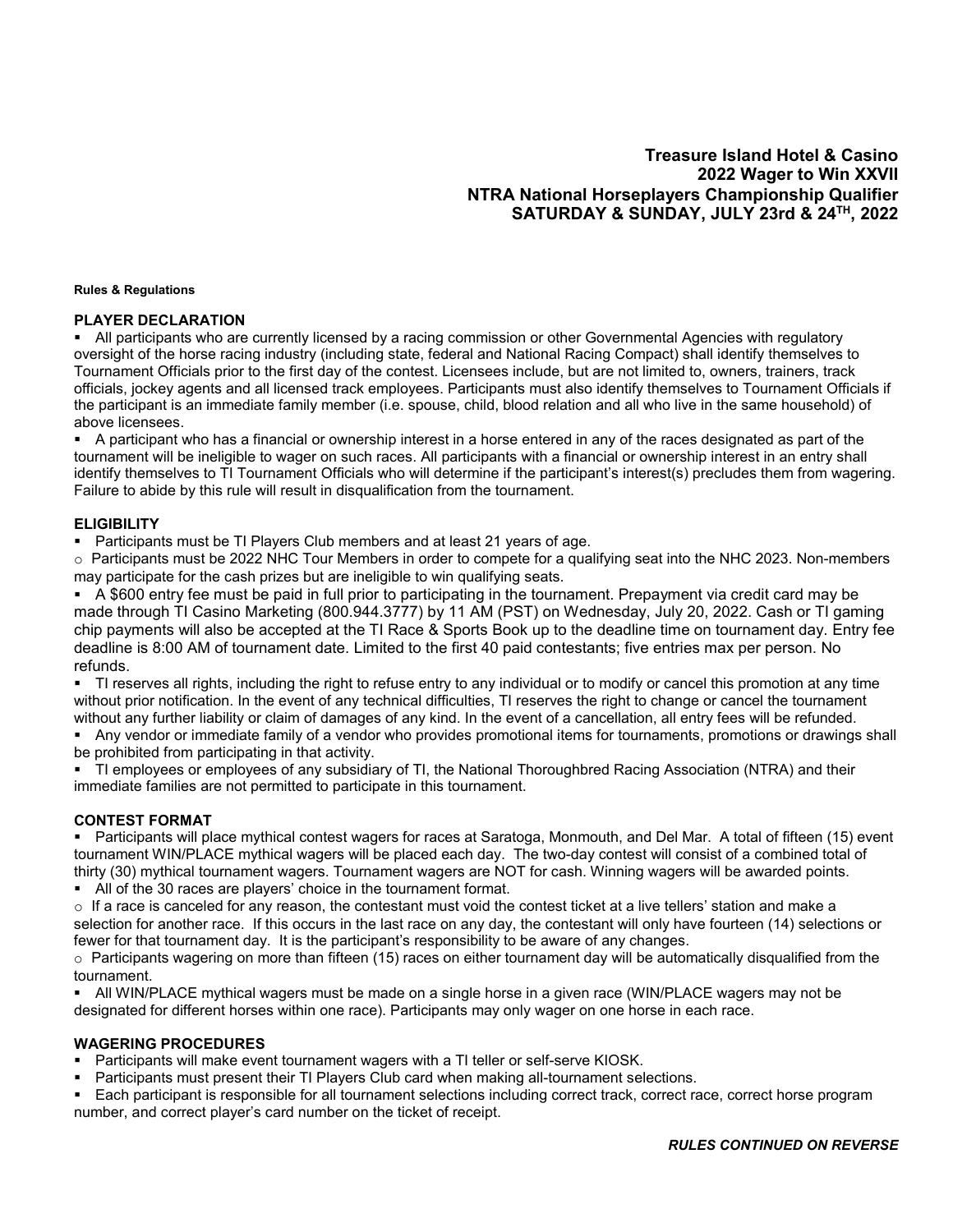# Treasure Island Hotel & Casino
# 2022 Wager to Win XXVII
# NTRA National Horseplayers Championship Qualifier
# SATURDAY & SUNDAY, JULY 23rd & 24TH, 2022

**Rules & Regulations**

## PLAYER DECLARATION

- All participants who are currently licensed by a racing commission or other Governmental Agencies with regulatory oversight of the horse racing industry (including state, federal and National Racing Compact) shall identify themselves to Tournament Officials prior to the first day of the contest. Licensees include, but are not limited to, owners, trainers, track officials, jockey agents and all licensed track employees. Participants must also identify themselves to Tournament Officials if the participant is an immediate family member (i.e. spouse, child, blood relation and all who live in the same household) of above licensees.
- A participant who has a financial or ownership interest in a horse entered in any of the races designated as part of the tournament will be ineligible to wager on such races. All participants with a financial or ownership interest in an entry shall identify themselves to TI Tournament Officials who will determine if the participant's interest(s) precludes them from wagering. Failure to abide by this rule will result in disqualification from the tournament.

## ELIGIBILITY

- Participants must be TI Players Club members and at least 21 years of age.
  - Participants must be 2022 NHC Tour Members in order to compete for a qualifying seat into the NHC 2023. Non-members may participate for the cash prizes but are ineligible to win qualifying seats.
- A $600 entry fee must be paid in full prior to participating in the tournament. Prepayment via credit card may be made through TI Casino Marketing (800.944.3777) by 11 AM (PST) on Wednesday, July 20, 2022. Cash or TI gaming chip payments will also be accepted at the TI Race & Sports Book up to the deadline time on tournament day. Entry fee deadline is 8:00 AM of tournament date. Limited to the first 40 paid contestants; five entries max per person. No refunds.
- TI reserves all rights, including the right to refuse entry to any individual or to modify or cancel this promotion at any time without prior notification. In the event of any technical difficulties, TI reserves the right to change or cancel the tournament without any further liability or claim of damages of any kind. In the event of a cancellation, all entry fees will be refunded.
- Any vendor or immediate family of a vendor who provides promotional items for tournaments, promotions or drawings shall be prohibited from participating in that activity.
- TI employees or employees of any subsidiary of TI, the National Thoroughbred Racing Association (NTRA) and their immediate families are not permitted to participate in this tournament.

## CONTEST FORMAT

- Participants will place mythical contest wagers for races at Saratoga, Monmouth, and Del Mar. A total of fifteen (15) event tournament WIN/PLACE mythical wagers will be placed each day. The two-day contest will consist of a combined total of thirty (30) mythical tournament wagers. Tournament wagers are NOT for cash. Winning wagers will be awarded points.
- All of the 30 races are players' choice in the tournament format.
  - If a race is canceled for any reason, the contestant must void the contest ticket at a live tellers' station and make a selection for another race. If this occurs in the last race on any day, the contestant will only have fourteen (14) selections or fewer for that tournament day. It is the participant's responsibility to be aware of any changes.
  - Participants wagering on more than fifteen (15) races on either tournament day will be automatically disqualified from the tournament.
- All WIN/PLACE mythical wagers must be made on a single horse in a given race (WIN/PLACE wagers may not be designated for different horses within one race). Participants may only wager on one horse in each race.

## WAGERING PROCEDURES

- Participants will make event tournament wagers with a TI teller or self-serve KIOSK.
- Participants must present their TI Players Club card when making all-tournament selections.
- Each participant is responsible for all tournament selections including correct track, correct race, correct horse program number, and correct player's card number on the ticket of receipt.

***RULES CONTINUED ON REVERSE***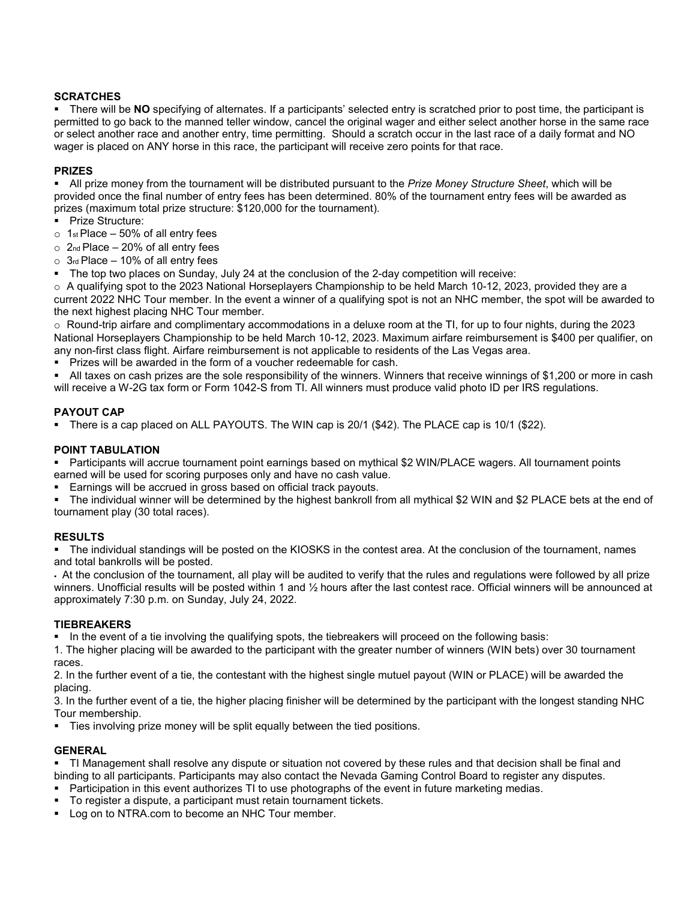## SCRATCHES

- There will be **NO** specifying of alternates. If a participants' selected entry is scratched prior to post time, the participant is permitted to go back to the manned teller window, cancel the original wager and either select another horse in the same race or select another race and another entry, time permitting. Should a scratch occur in the last race of a daily format and NO wager is placed on ANY horse in this race, the participant will receive zero points for that race.

## PRIZES

- All prize money from the tournament will be distributed pursuant to the *Prize Money Structure Sheet*, which will be provided once the final number of entry fees has been determined. 80% of the tournament entry fees will be awarded as prizes (maximum total prize structure: $120,000 for the tournament).
- Prize Structure:
  - 1st Place – 50% of all entry fees
  - 2nd Place – 20% of all entry fees
  - 3rd Place – 10% of all entry fees
- The top two places on Sunday, July 24 at the conclusion of the 2-day competition will receive:
  - A qualifying spot to the 2023 National Horseplayers Championship to be held March 10-12, 2023, provided they are a current 2022 NHC Tour member. In the event a winner of a qualifying spot is not an NHC member, the spot will be awarded to the next highest placing NHC Tour member.
  - Round-trip airfare and complimentary accommodations in a deluxe room at the TI, for up to four nights, during the 2023 National Horseplayers Championship to be held March 10-12, 2023. Maximum airfare reimbursement is $400 per qualifier, on any non-first class flight. Airfare reimbursement is not applicable to residents of the Las Vegas area.
- Prizes will be awarded in the form of a voucher redeemable for cash.
- All taxes on cash prizes are the sole responsibility of the winners. Winners that receive winnings of $1,200 or more in cash will receive a W-2G tax form or Form 1042-S from TI. All winners must produce valid photo ID per IRS regulations.

## PAYOUT CAP

- There is a cap placed on ALL PAYOUTS. The WIN cap is 20/1 ($42). The PLACE cap is 10/1 ($22).

## POINT TABULATION

- Participants will accrue tournament point earnings based on mythical $2 WIN/PLACE wagers. All tournament points earned will be used for scoring purposes only and have no cash value.
- Earnings will be accrued in gross based on official track payouts.
- The individual winner will be determined by the highest bankroll from all mythical $2 WIN and $2 PLACE bets at the end of tournament play (30 total races).

## RESULTS

- The individual standings will be posted on the KIOSKS in the contest area. At the conclusion of the tournament, names and total bankrolls will be posted.
- At the conclusion of the tournament, all play will be audited to verify that the rules and regulations were followed by all prize winners. Unofficial results will be posted within 1 and ½ hours after the last contest race. Official winners will be announced at approximately 7:30 p.m. on Sunday, July 24, 2022.

## TIEBREAKERS

- In the event of a tie involving the qualifying spots, the tiebreakers will proceed on the following basis:

1. The higher placing will be awarded to the participant with the greater number of winners (WIN bets) over 30 tournament races.
2. In the further event of a tie, the contestant with the highest single mutuel payout (WIN or PLACE) will be awarded the placing.
3. In the further event of a tie, the higher placing finisher will be determined by the participant with the longest standing NHC Tour membership.

- Ties involving prize money will be split equally between the tied positions.

## GENERAL

- TI Management shall resolve any dispute or situation not covered by these rules and that decision shall be final and binding to all participants. Participants may also contact the Nevada Gaming Control Board to register any disputes.
- Participation in this event authorizes TI to use photographs of the event in future marketing medias.
- To register a dispute, a participant must retain tournament tickets.
- Log on to NTRA.com to become an NHC Tour member.